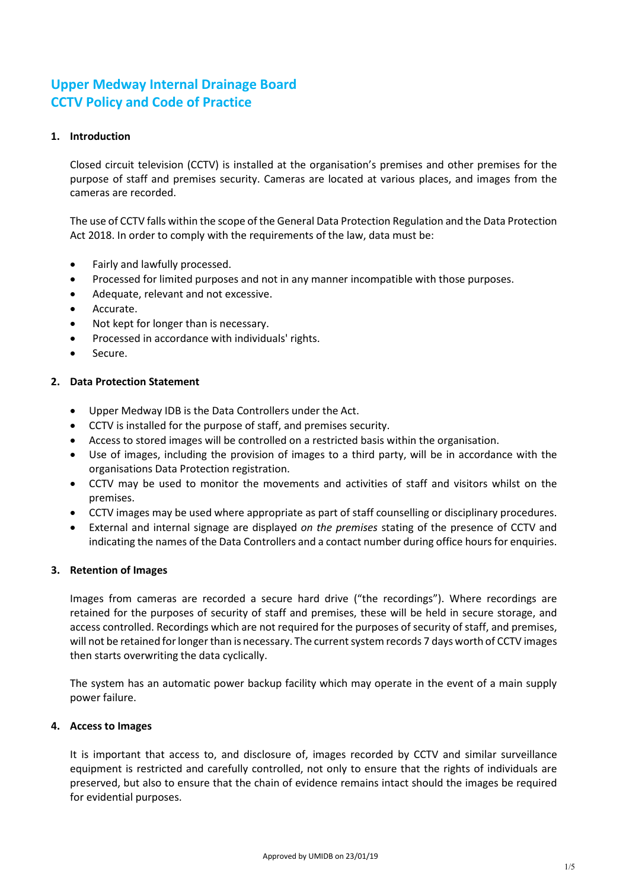# Upper Medway Internal Drainage Board
# CCTV Policy and Code of Practice

## 1. Introduction

Closed circuit television (CCTV) is installed at the organisation's premises and other premises for the purpose of staff and premises security. Cameras are located at various places, and images from the cameras are recorded.

The use of CCTV falls within the scope of the General Data Protection Regulation and the Data Protection Act 2018. In order to comply with the requirements of the law, data must be:

- Fairly and lawfully processed.
- Processed for limited purposes and not in any manner incompatible with those purposes.
- Adequate, relevant and not excessive.
- Accurate.
- Not kept for longer than is necessary.
- Processed in accordance with individuals' rights.
- Secure.

## 2. Data Protection Statement

- Upper Medway IDB is the Data Controllers under the Act.
- CCTV is installed for the purpose of staff, and premises security.
- Access to stored images will be controlled on a restricted basis within the organisation.
- Use of images, including the provision of images to a third party, will be in accordance with the organisations Data Protection registration.
- CCTV may be used to monitor the movements and activities of staff and visitors whilst on the premises.
- CCTV images may be used where appropriate as part of staff counselling or disciplinary procedures.
- External and internal signage are displayed *on the premises* stating of the presence of CCTV and indicating the names of the Data Controllers and a contact number during office hours for enquiries.

## 3. Retention of Images

Images from cameras are recorded a secure hard drive ("the recordings"). Where recordings are retained for the purposes of security of staff and premises, these will be held in secure storage, and access controlled. Recordings which are not required for the purposes of security of staff, and premises, will not be retained for longer than is necessary. The current system records 7 days worth of CCTV images then starts overwriting the data cyclically.

The system has an automatic power backup facility which may operate in the event of a main supply power failure.

## 4. Access to Images

It is important that access to, and disclosure of, images recorded by CCTV and similar surveillance equipment is restricted and carefully controlled, not only to ensure that the rights of individuals are preserved, but also to ensure that the chain of evidence remains intact should the images be required for evidential purposes.

Approved by UMIDB on 23/01/19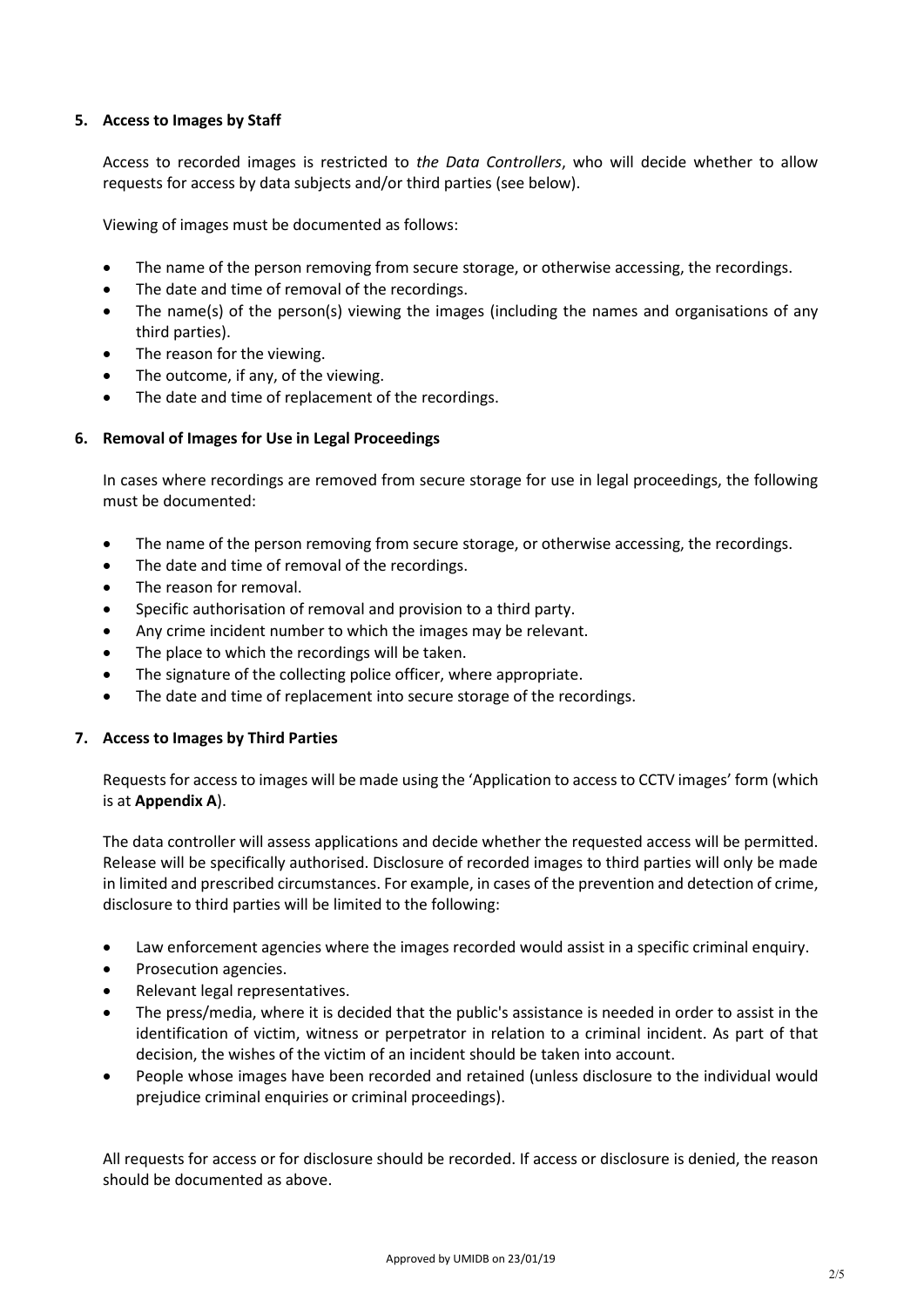## 5. Access to Images by Staff

Access to recorded images is restricted to *the Data Controllers*, who will decide whether to allow requests for access by data subjects and/or third parties (see below).

Viewing of images must be documented as follows:

- The name of the person removing from secure storage, or otherwise accessing, the recordings.
- The date and time of removal of the recordings.
- The name(s) of the person(s) viewing the images (including the names and organisations of any third parties).
- The reason for the viewing.
- The outcome, if any, of the viewing.
- The date and time of replacement of the recordings.

## 6. Removal of Images for Use in Legal Proceedings

In cases where recordings are removed from secure storage for use in legal proceedings, the following must be documented:

- The name of the person removing from secure storage, or otherwise accessing, the recordings.
- The date and time of removal of the recordings.
- The reason for removal.
- Specific authorisation of removal and provision to a third party.
- Any crime incident number to which the images may be relevant.
- The place to which the recordings will be taken.
- The signature of the collecting police officer, where appropriate.
- The date and time of replacement into secure storage of the recordings.

## 7. Access to Images by Third Parties

Requests for access to images will be made using the 'Application to access to CCTV images' form (which is at **Appendix A**).

The data controller will assess applications and decide whether the requested access will be permitted. Release will be specifically authorised. Disclosure of recorded images to third parties will only be made in limited and prescribed circumstances. For example, in cases of the prevention and detection of crime, disclosure to third parties will be limited to the following:

- Law enforcement agencies where the images recorded would assist in a specific criminal enquiry.
- Prosecution agencies.
- Relevant legal representatives.
- The press/media, where it is decided that the public's assistance is needed in order to assist in the identification of victim, witness or perpetrator in relation to a criminal incident. As part of that decision, the wishes of the victim of an incident should be taken into account.
- People whose images have been recorded and retained (unless disclosure to the individual would prejudice criminal enquiries or criminal proceedings).

All requests for access or for disclosure should be recorded. If access or disclosure is denied, the reason should be documented as above.

Approved by UMIDB on 23/01/19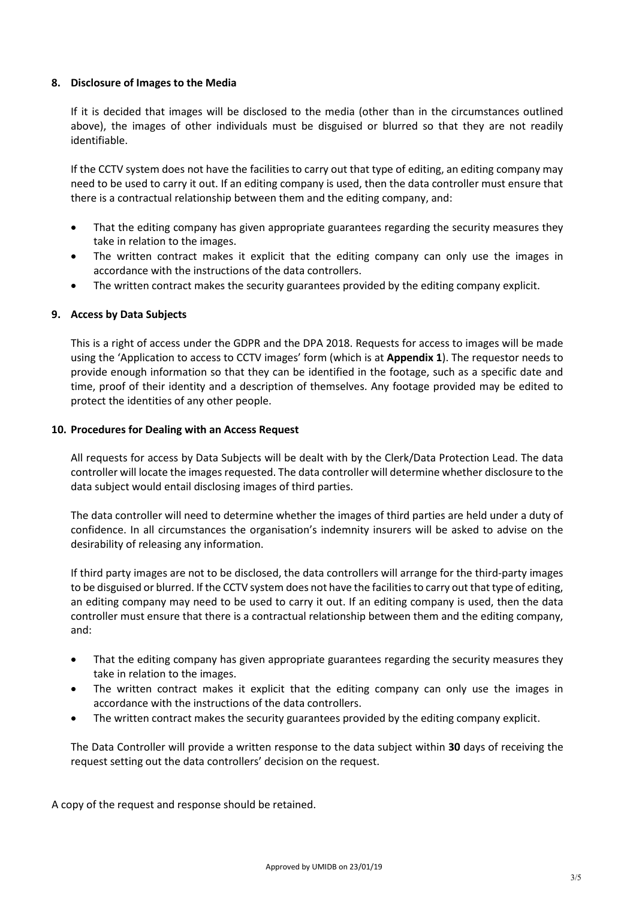## 8. Disclosure of Images to the Media

If it is decided that images will be disclosed to the media (other than in the circumstances outlined above), the images of other individuals must be disguised or blurred so that they are not readily identifiable.

If the CCTV system does not have the facilities to carry out that type of editing, an editing company may need to be used to carry it out. If an editing company is used, then the data controller must ensure that there is a contractual relationship between them and the editing company, and:

- That the editing company has given appropriate guarantees regarding the security measures they take in relation to the images.
- The written contract makes it explicit that the editing company can only use the images in accordance with the instructions of the data controllers.
- The written contract makes the security guarantees provided by the editing company explicit.

## 9. Access by Data Subjects

This is a right of access under the GDPR and the DPA 2018. Requests for access to images will be made using the 'Application to access to CCTV images' form (which is at **Appendix 1**). The requestor needs to provide enough information so that they can be identified in the footage, such as a specific date and time, proof of their identity and a description of themselves. Any footage provided may be edited to protect the identities of any other people.

## 10. Procedures for Dealing with an Access Request

All requests for access by Data Subjects will be dealt with by the Clerk/Data Protection Lead. The data controller will locate the images requested. The data controller will determine whether disclosure to the data subject would entail disclosing images of third parties.

The data controller will need to determine whether the images of third parties are held under a duty of confidence. In all circumstances the organisation's indemnity insurers will be asked to advise on the desirability of releasing any information.

If third party images are not to be disclosed, the data controllers will arrange for the third-party images to be disguised or blurred. If the CCTV system does not have the facilities to carry out that type of editing, an editing company may need to be used to carry it out. If an editing company is used, then the data controller must ensure that there is a contractual relationship between them and the editing company, and:

- That the editing company has given appropriate guarantees regarding the security measures they take in relation to the images.
- The written contract makes it explicit that the editing company can only use the images in accordance with the instructions of the data controllers.
- The written contract makes the security guarantees provided by the editing company explicit.

The Data Controller will provide a written response to the data subject within **30** days of receiving the request setting out the data controllers' decision on the request.

A copy of the request and response should be retained.

Approved by UMIDB on 23/01/19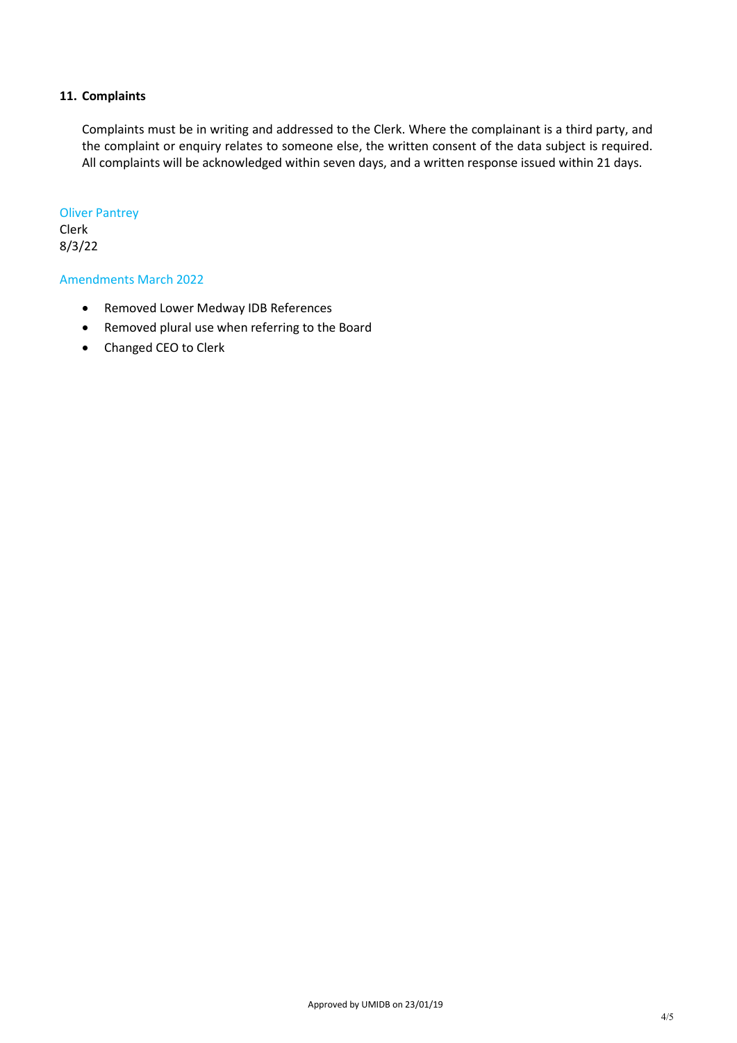## 11. Complaints

Complaints must be in writing and addressed to the Clerk. Where the complainant is a third party, and the complaint or enquiry relates to someone else, the written consent of the data subject is required. All complaints will be acknowledged within seven days, and a written response issued within 21 days.

Oliver Pantrey
Clerk
8/3/22

Amendments March 2022

- Removed Lower Medway IDB References
- Removed plural use when referring to the Board
- Changed CEO to Clerk

Approved by UMIDB on 23/01/19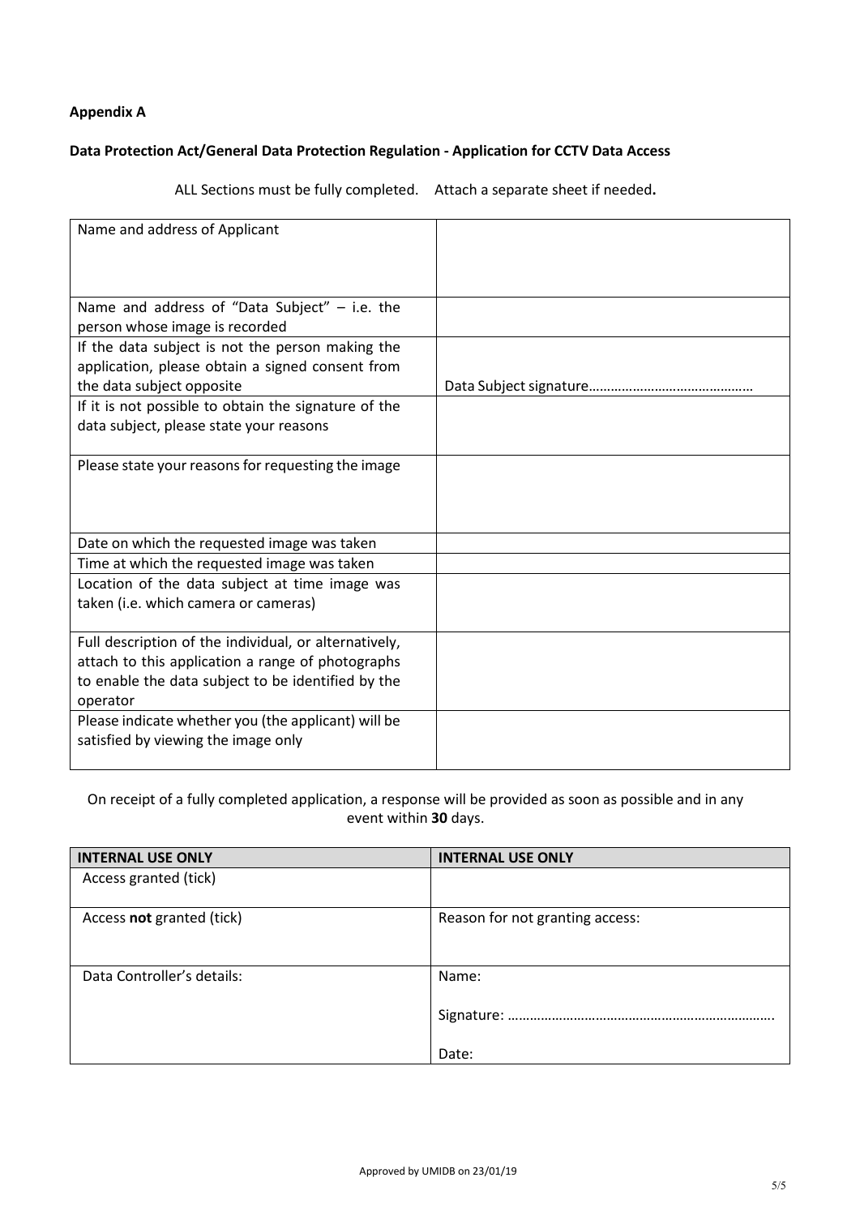**Appendix A**

**Data Protection Act/General Data Protection Regulation - Application for CCTV Data Access**

ALL Sections must be fully completed. Attach a separate sheet if needed**.**

| | |
|---|---|
| Name and address of Applicant | |
| Name and address of "Data Subject" – i.e. the person whose image is recorded | |
| If the data subject is not the person making the application, please obtain a signed consent from the data subject opposite | Data Subject signature…………………………………… |
| If it is not possible to obtain the signature of the data subject, please state your reasons | |
| Please state your reasons for requesting the image | |
| Date on which the requested image was taken | |
| Time at which the requested image was taken | |
| Location of the data subject at time image was taken (i.e. which camera or cameras) | |
| Full description of the individual, or alternatively, attach to this application a range of photographs to enable the data subject to be identified by the operator | |
| Please indicate whether you (the applicant) will be satisfied by viewing the image only | |

On receipt of a fully completed application, a response will be provided as soon as possible and in any event within **30** days.

| **INTERNAL USE ONLY** | **INTERNAL USE ONLY** |
|---|---|
| Access granted (tick) | |
| Access **not** granted (tick) | Reason for not granting access: |
| Data Controller's details: | Name: <br> Signature: ……………………………………………………………. <br> Date: |

Approved by UMIDB on 23/01/19